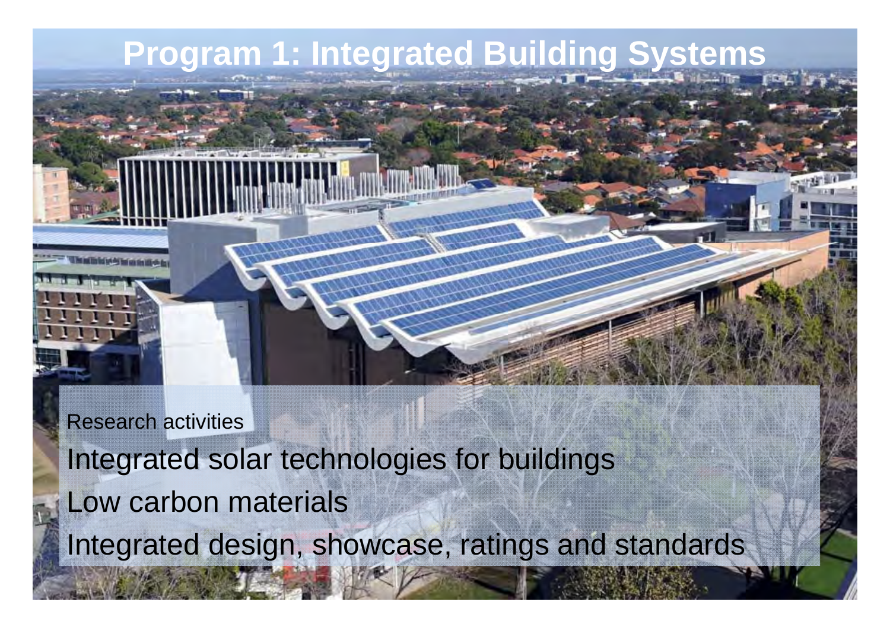# Program 1: Integrated Building Systems

Research activities

Integrated solar technologies for buildings

Low carbon materials

Integrated design, showcase, ratings and standards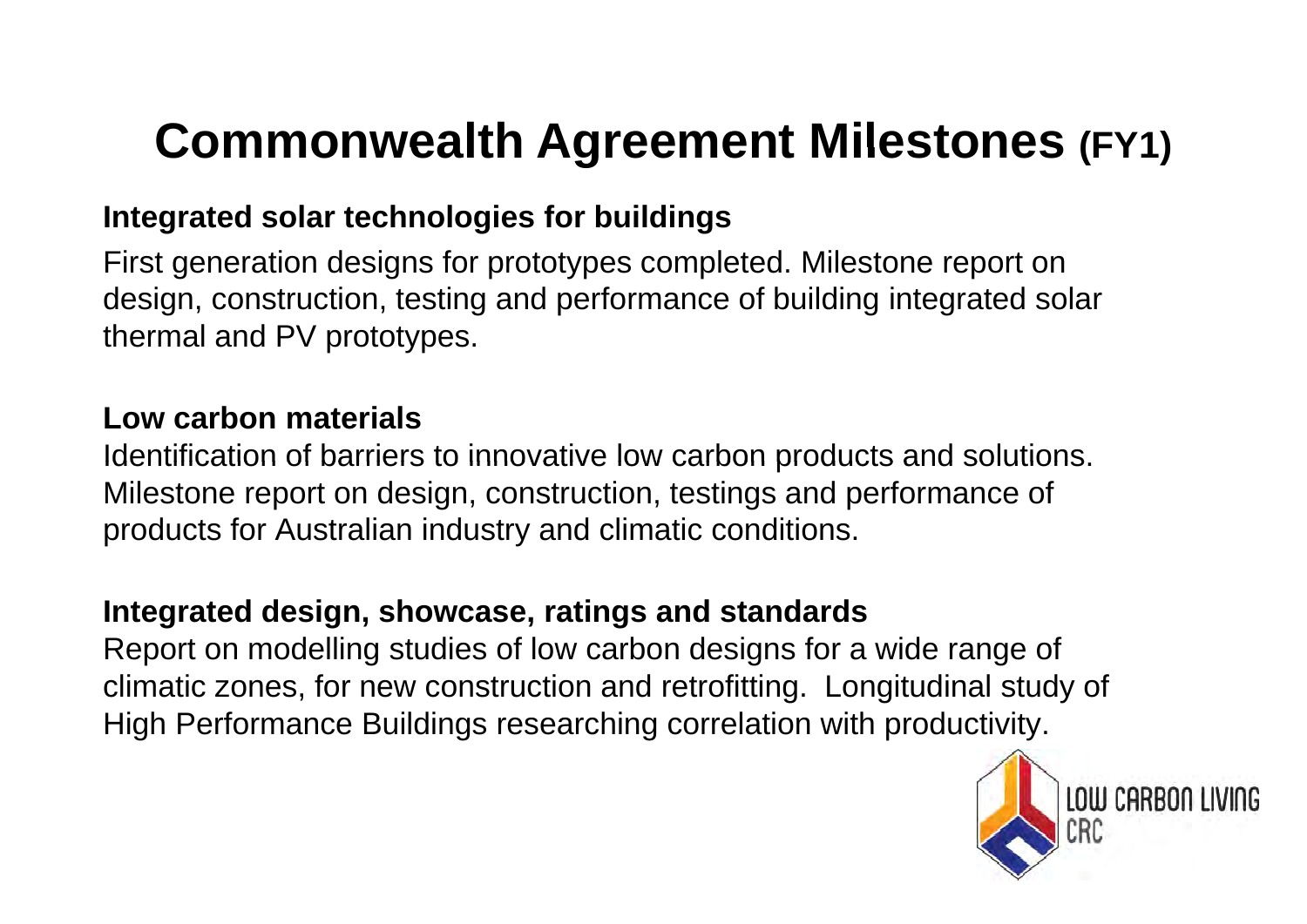# Commonwealth Agreement Milestones (FY1)

**Integrated solar technologies for buildings**

First generation designs for prototypes completed. Milestone report on design, construction, testing and performance of building integrated solar thermal and PV prototypes.

**Low carbon materials**

Identification of barriers to innovative low carbon products and solutions. Milestone report on design, construction, testings and performance of products for Australian industry and climatic conditions.

**Integrated design, showcase, ratings and standards**

Report on modelling studies of low carbon designs for a wide range of climatic zones, for new construction and retrofitting. Longitudinal study of High Performance Buildings researching correlation with productivity.

LOW CARBON LIVING CRC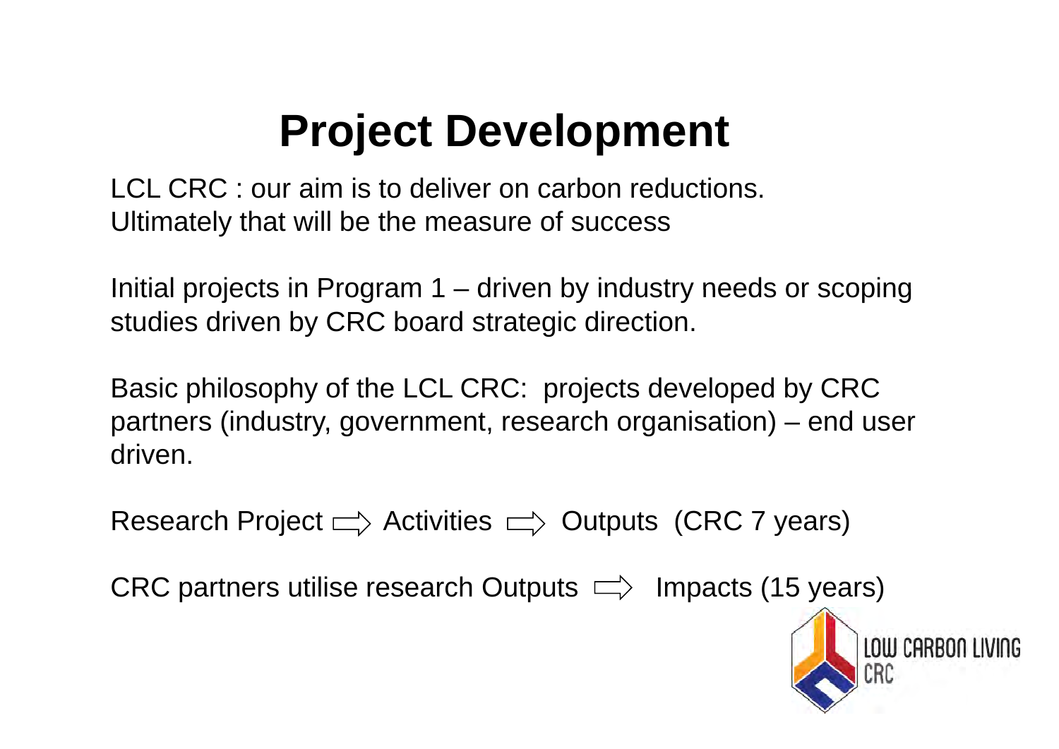# Project Development

LCL CRC : our aim is to deliver on carbon reductions. Ultimately that will be the measure of success

Initial projects in Program 1 – driven by industry needs or scoping studies driven by CRC board strategic direction.

Basic philosophy of the LCL CRC: projects developed by CRC partners (industry, government, research organisation) – end user driven.

Research Project ⇨ Activities ⇨ Outputs (CRC 7 years)

CRC partners utilise research Outputs ⇨ Impacts (15 years)

LOW CARBON LIVING CRC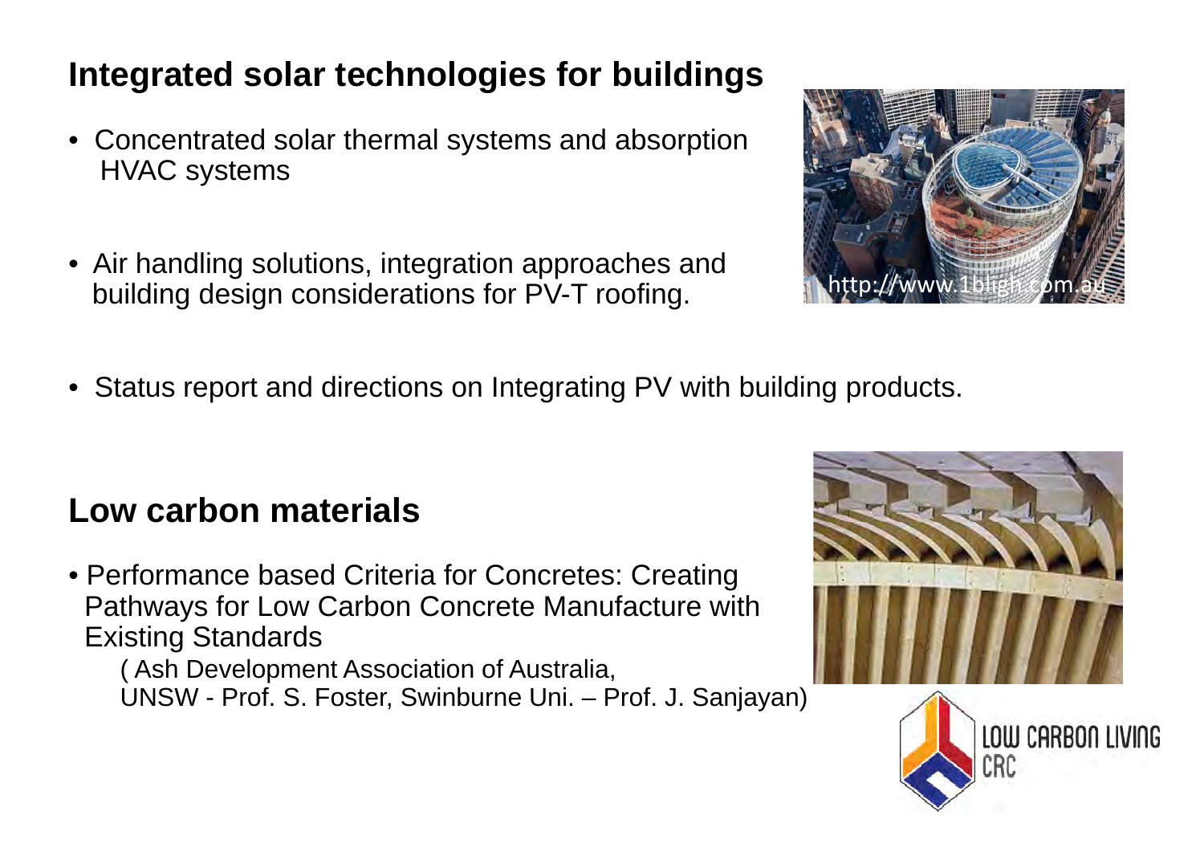## Integrated solar technologies for buildings

- Concentrated solar thermal systems and absorption HVAC systems
- Air handling solutions, integration approaches and building design considerations for PV-T roofing.
- Status report and directions on Integrating PV with building products.

## Low carbon materials

- Performance based Criteria for Concretes: Creating Pathways for Low Carbon Concrete Manufacture with Existing Standards
  ( Ash Development Association of Australia, UNSW - Prof. S. Foster, Swinburne Uni. – Prof. J. Sanjayan)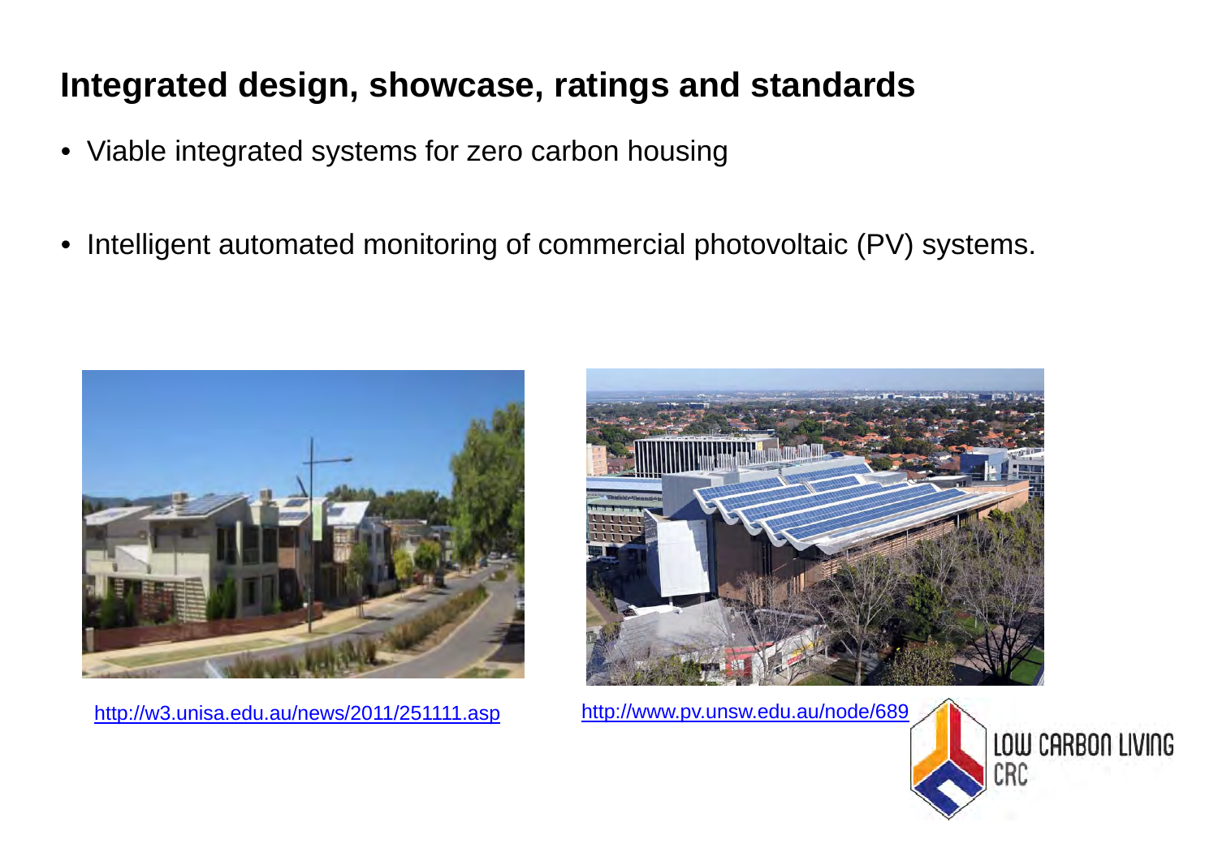# Integrated design, showcase, ratings and standards

- Viable integrated systems for zero carbon housing
- Intelligent automated monitoring of commercial photovoltaic (PV) systems.

http://w3.unisa.edu.au/news/2011/251111.asp

http://www.pv.unsw.edu.au/node/689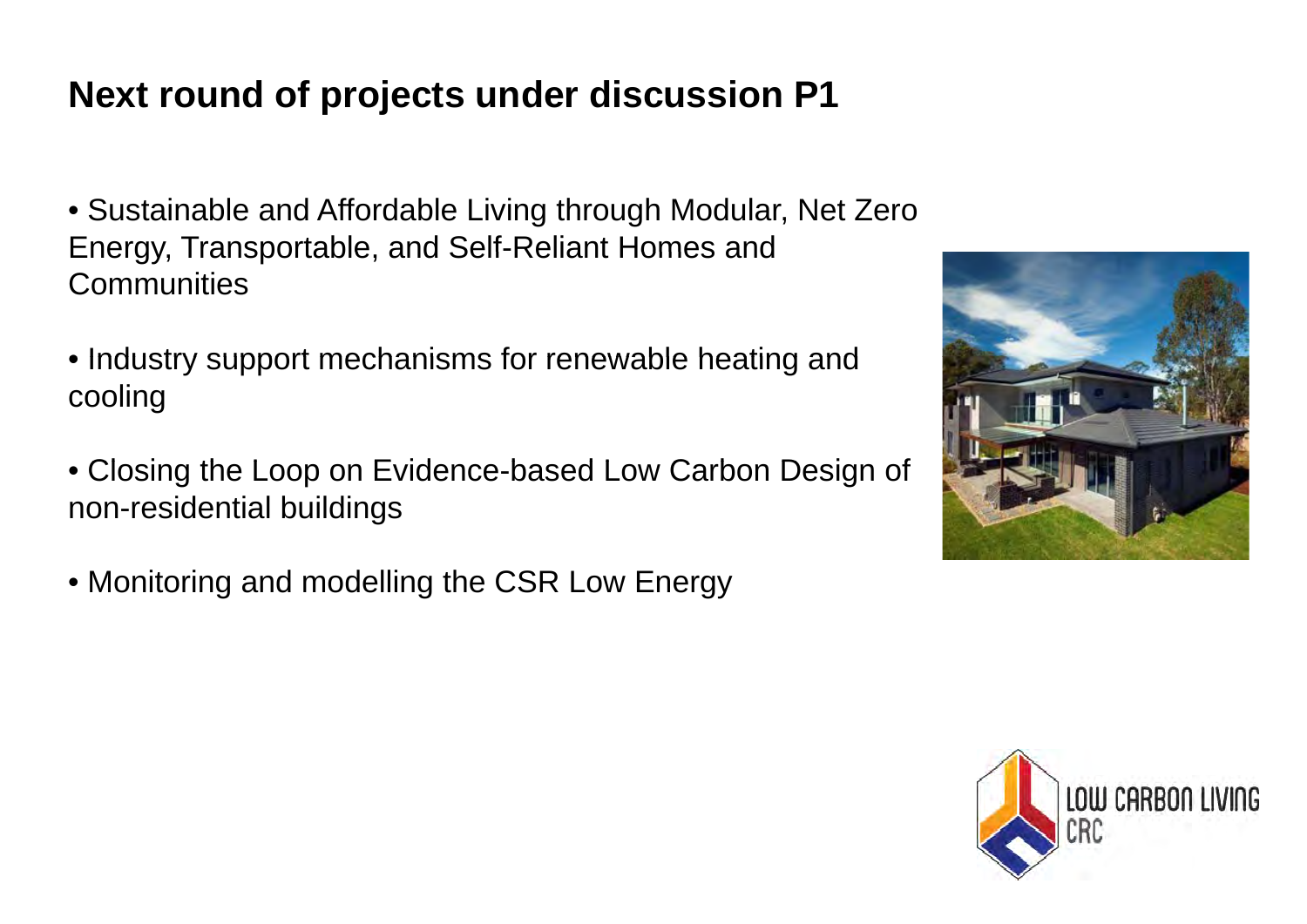# Next round of projects under discussion P1

- Sustainable and Affordable Living through Modular, Net Zero Energy, Transportable, and Self-Reliant Homes and Communities
- Industry support mechanisms for renewable heating and cooling
- Closing the Loop on Evidence-based Low Carbon Design of non-residential buildings
- Monitoring and modelling the CSR Low Energy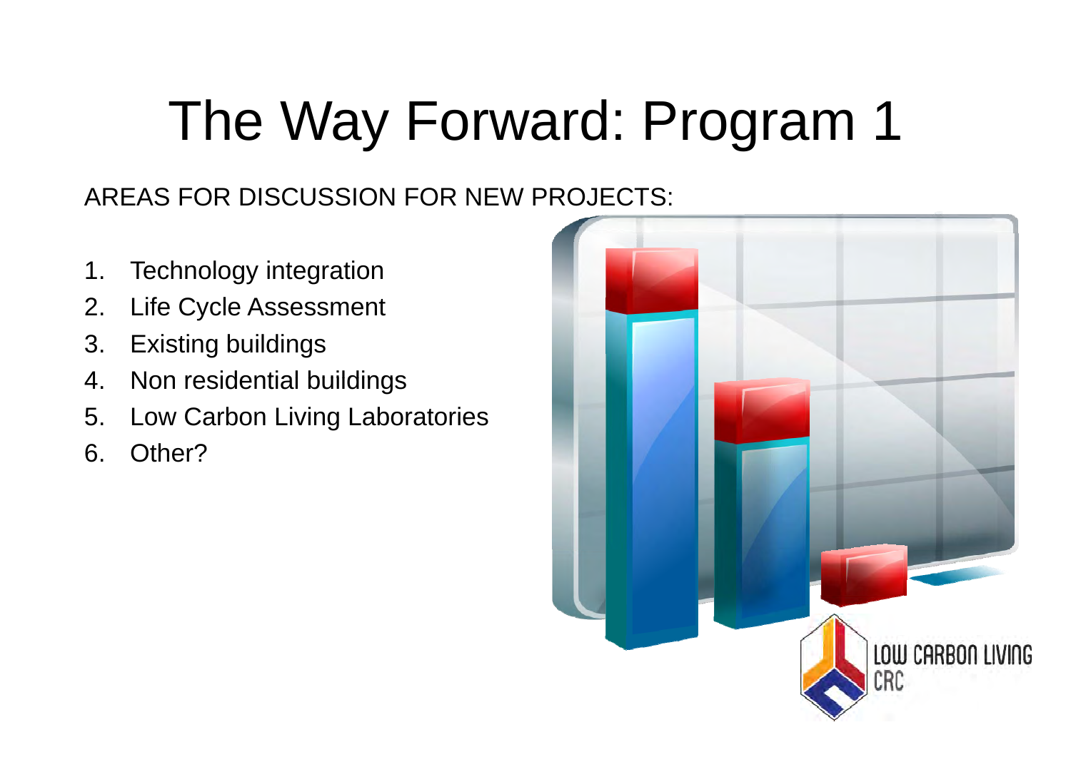# The Way Forward: Program 1

AREAS FOR DISCUSSION FOR NEW PROJECTS:

1. Technology integration
2. Life Cycle Assessment
3. Existing buildings
4. Non residential buildings
5. Low Carbon Living Laboratories
6. Other?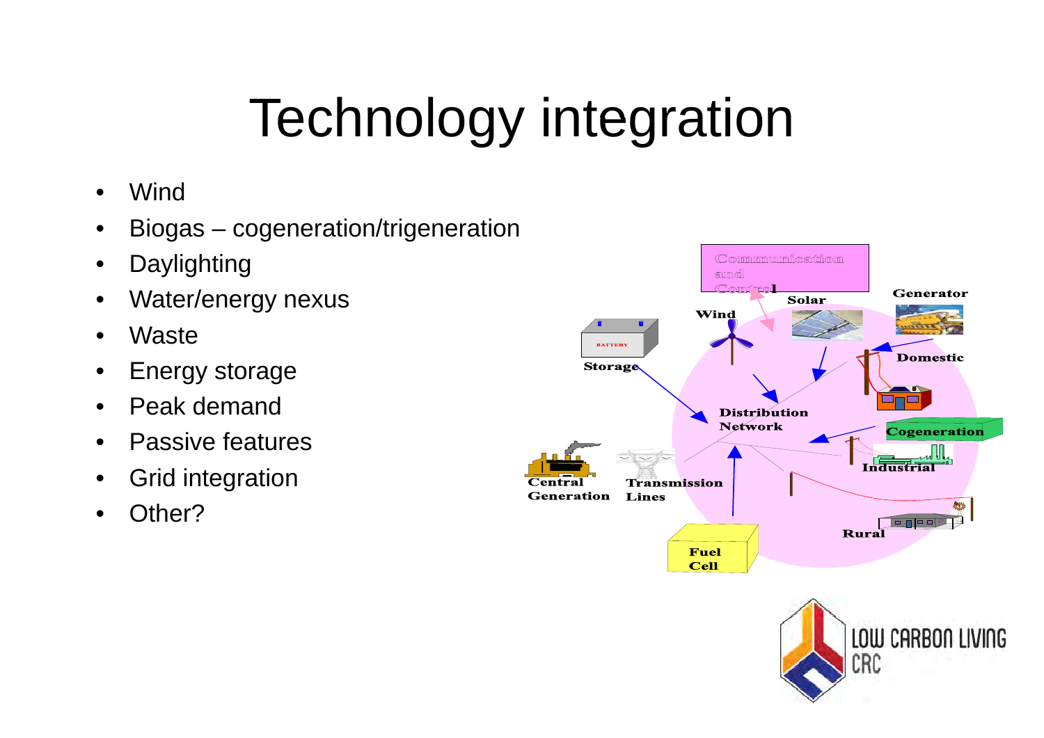# Technology integration

- Wind
- Biogas – cogeneration/trigeneration
- Daylighting
- Water/energy nexus
- Waste
- Energy storage
- Peak demand
- Passive features
- Grid integration
- Other?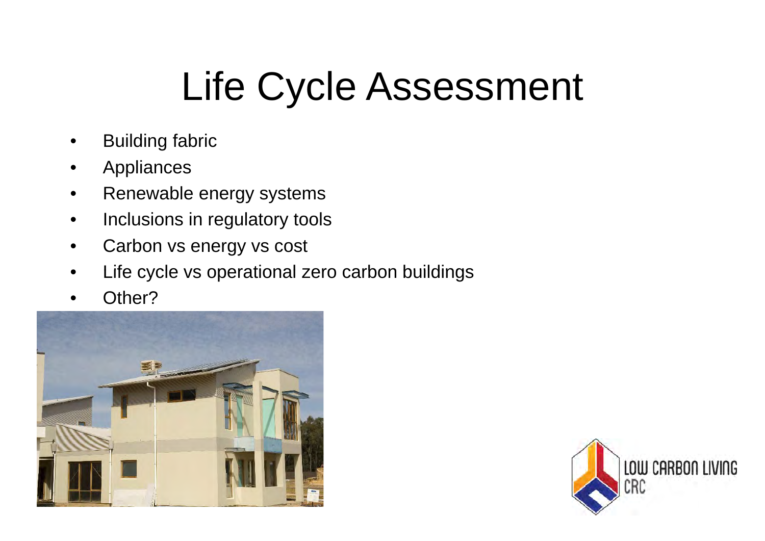# Life Cycle Assessment

- Building fabric
- Appliances
- Renewable energy systems
- Inclusions in regulatory tools
- Carbon vs energy vs cost
- Life cycle vs operational zero carbon buildings
- Other?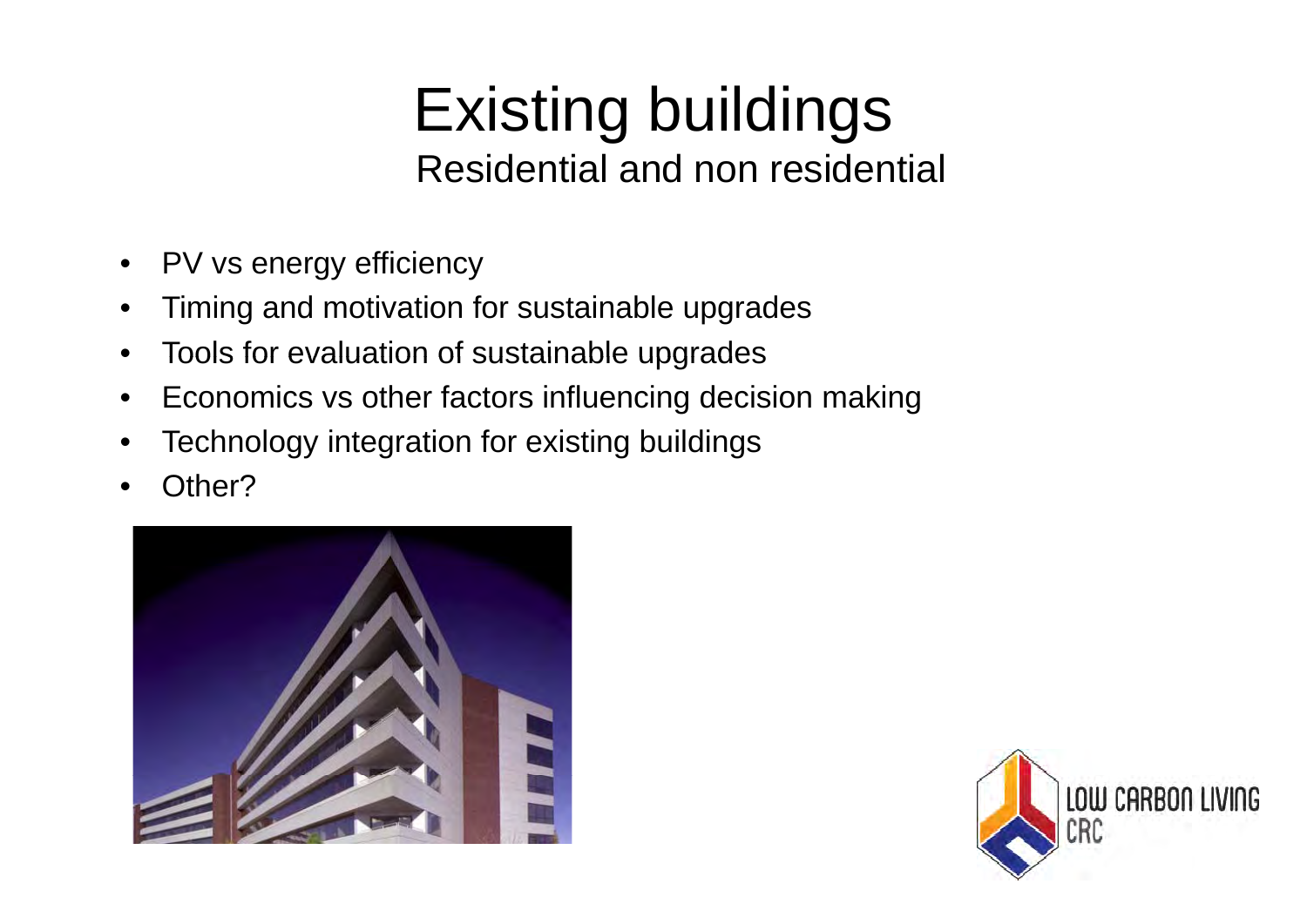# Existing buildings

## Residential and non residential

- PV vs energy efficiency
- Timing and motivation for sustainable upgrades
- Tools for evaluation of sustainable upgrades
- Economics vs other factors influencing decision making
- Technology integration for existing buildings
- Other?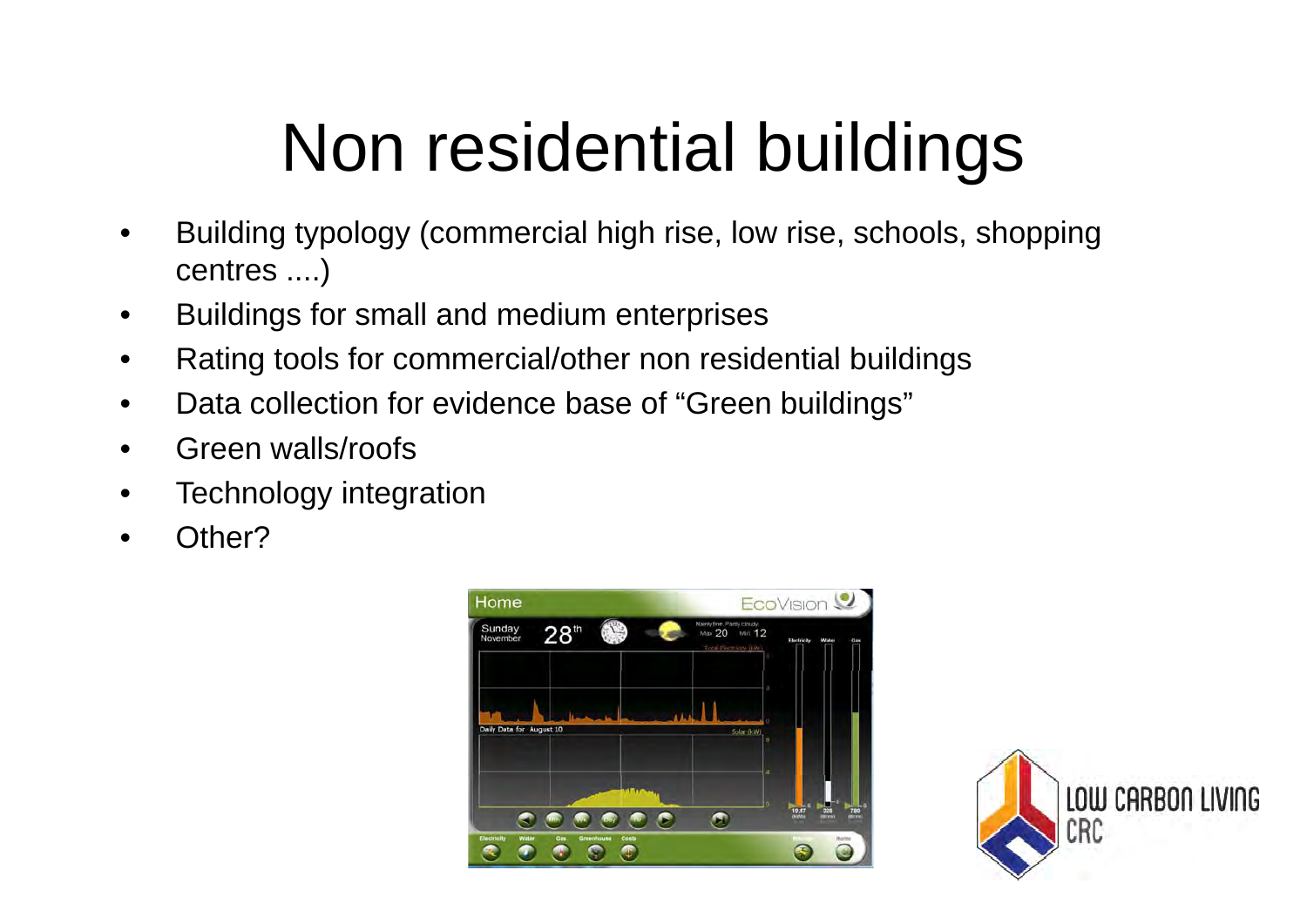# Non residential buildings

- Building typology (commercial high rise, low rise, schools, shopping centres ....)
- Buildings for small and medium enterprises
- Rating tools for commercial/other non residential buildings
- Data collection for evidence base of “Green buildings”
- Green walls/roofs
- Technology integration
- Other?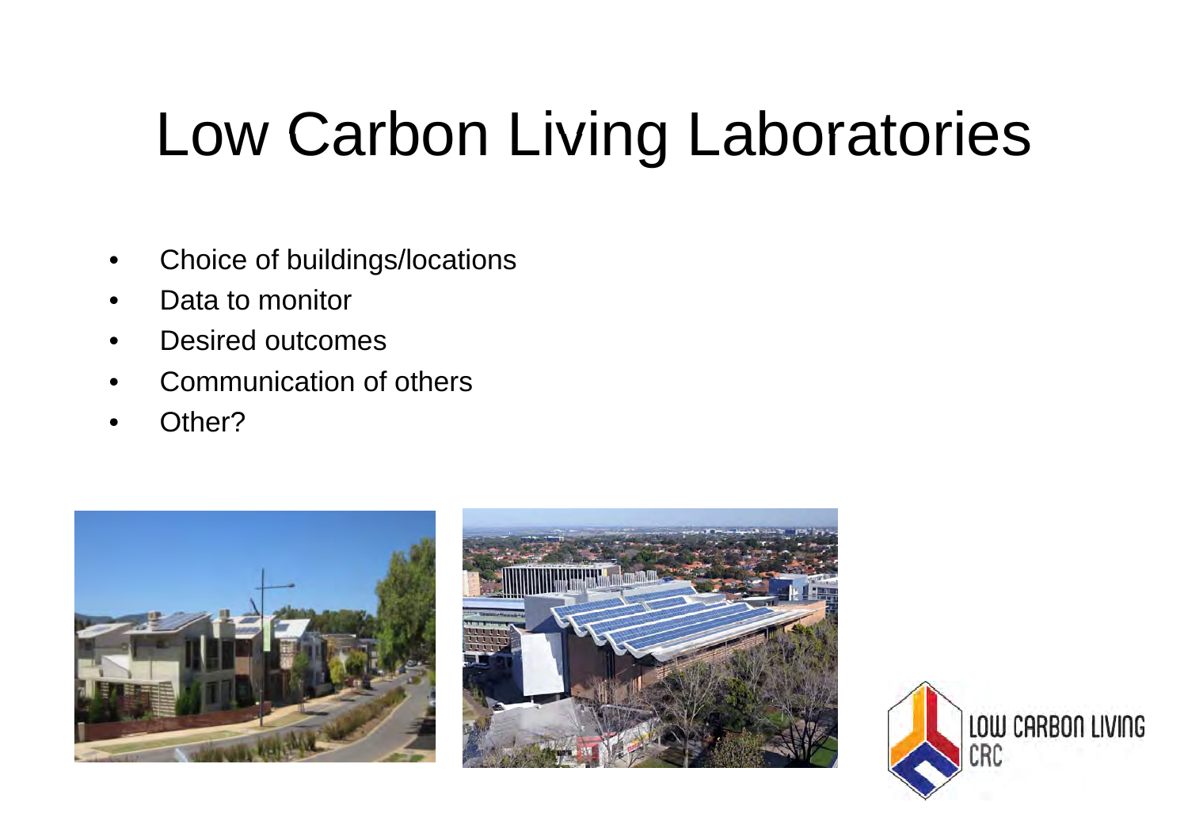# Low Carbon Living Laboratories

- Choice of buildings/locations
- Data to monitor
- Desired outcomes
- Communication of others
- Other?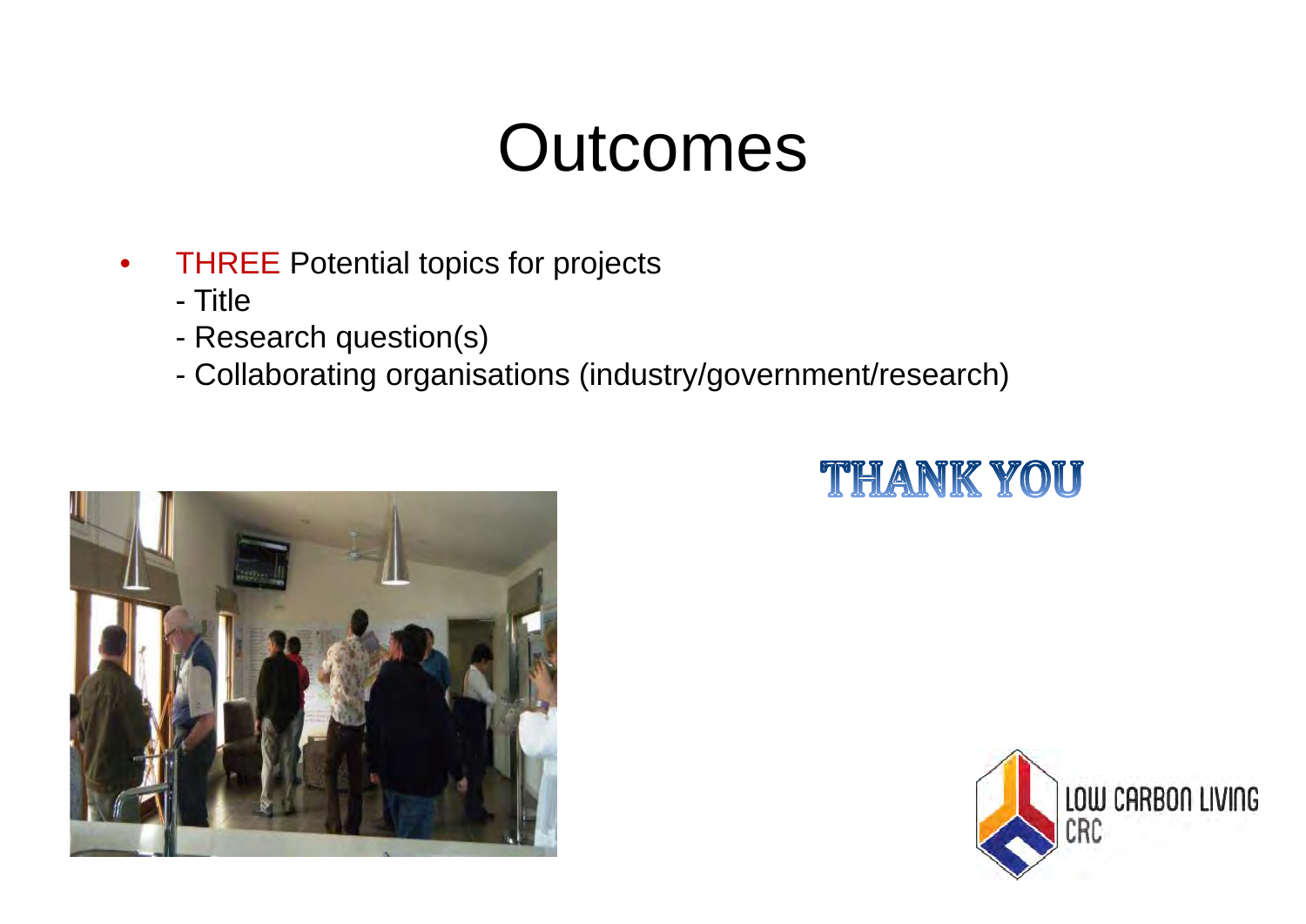# Outcomes

- THREE Potential topics for projects
  - Title
  - Research question(s)
  - Collaborating organisations (industry/government/research)

THANK YOU

LOW CARBON LIVING CRC